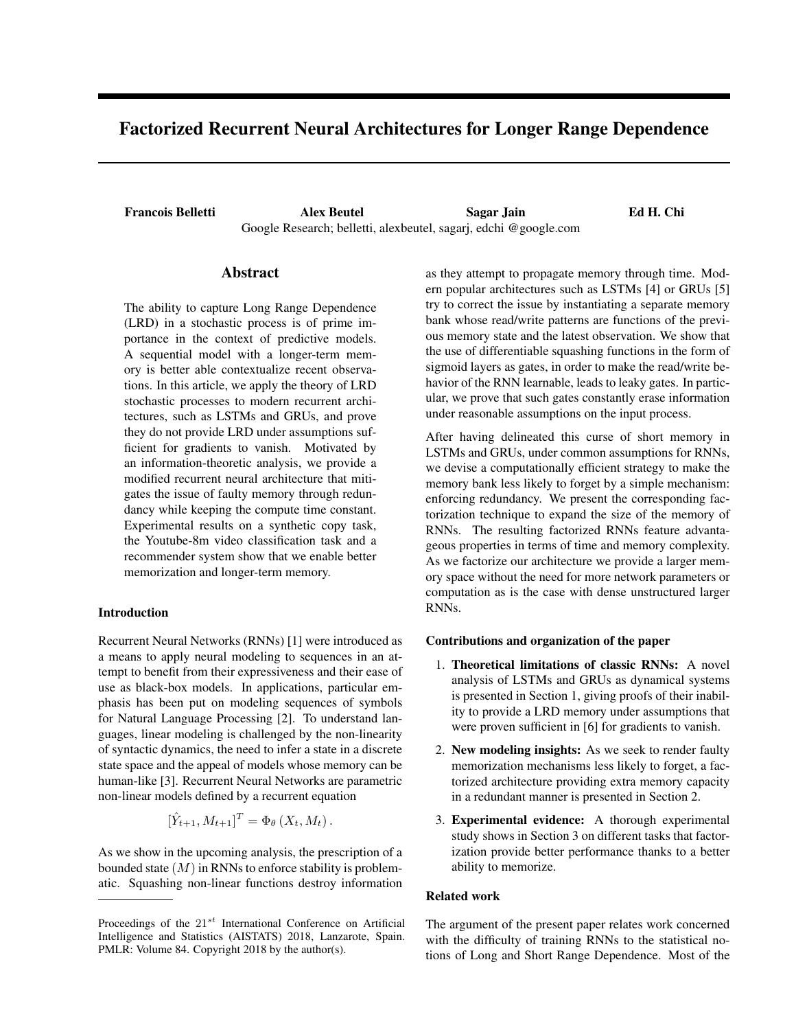# Factorized Recurrent Neural Architectures for Longer Range Dependence

**Francois Belletti** **Alex Beutel** **Sagar Jain** **Ed H. Chi**

Google Research; belletti, alexbeutel, sagarj, edchi @google.com

## Abstract

The ability to capture Long Range Dependence (LRD) in a stochastic process is of prime importance in the context of predictive models. A sequential model with a longer-term memory is better able contextualize recent observations. In this article, we apply the theory of LRD stochastic processes to modern recurrent architectures, such as LSTMs and GRUs, and prove they do not provide LRD under assumptions sufficient for gradients to vanish. Motivated by an information-theoretic analysis, we provide a modified recurrent neural architecture that mitigates the issue of faulty memory through redundancy while keeping the compute time constant. Experimental results on a synthetic copy task, the Youtube-8m video classification task and a recommender system show that we enable better memorization and longer-term memory.

### Introduction

Recurrent Neural Networks (RNNs) [1] were introduced as a means to apply neural modeling to sequences in an attempt to benefit from their expressiveness and their ease of use as black-box models. In applications, particular emphasis has been put on modeling sequences of symbols for Natural Language Processing [2]. To understand languages, linear modeling is challenged by the non-linearity of syntactic dynamics, the need to infer a state in a discrete state space and the appeal of models whose memory can be human-like [3]. Recurrent Neural Networks are parametric non-linear models defined by a recurrent equation

$$[\hat{Y}_{t+1}, M_{t+1}]^T = \Phi_\theta \left( X_t, M_t \right).$$

As we show in the upcoming analysis, the prescription of a bounded state ($M$) in RNNs to enforce stability is problematic. Squashing non-linear functions destroy information as they attempt to propagate memory through time. Modern popular architectures such as LSTMs [4] or GRUs [5] try to correct the issue by instantiating a separate memory bank whose read/write patterns are functions of the previous memory state and the latest observation. We show that the use of differentiable squashing functions in the form of sigmoid layers as gates, in order to make the read/write behavior of the RNN learnable, leads to leaky gates. In particular, we prove that such gates constantly erase information under reasonable assumptions on the input process.

After having delineated this curse of short memory in LSTMs and GRUs, under common assumptions for RNNs, we devise a computationally efficient strategy to make the memory bank less likely to forget by a simple mechanism: enforcing redundancy. We present the corresponding factorization technique to expand the size of the memory of RNNs. The resulting factorized RNNs feature advantageous properties in terms of time and memory complexity. As we factorize our architecture we provide a larger memory space without the need for more network parameters or computation as is the case with dense unstructured larger RNNs.

#### Contributions and organization of the paper

1. **Theoretical limitations of classic RNNs:** A novel analysis of LSTMs and GRUs as dynamical systems is presented in Section 1, giving proofs of their inability to provide a LRD memory under assumptions that were proven sufficient in [6] for gradients to vanish.
2. **New modeling insights:** As we seek to render faulty memorization mechanisms less likely to forget, a factorized architecture providing extra memory capacity in a redundant manner is presented in Section 2.
3. **Experimental evidence:** A thorough experimental study shows in Section 3 on different tasks that factorization provide better performance thanks to a better ability to memorize.

#### Related work

The argument of the present paper relates work concerned with the difficulty of training RNNs to the statistical notions of Long and Short Range Dependence. Most of the

Proceedings of the $21^{st}$ International Conference on Artificial Intelligence and Statistics (AISTATS) 2018, Lanzarote, Spain. PMLR: Volume 84. Copyright 2018 by the author(s).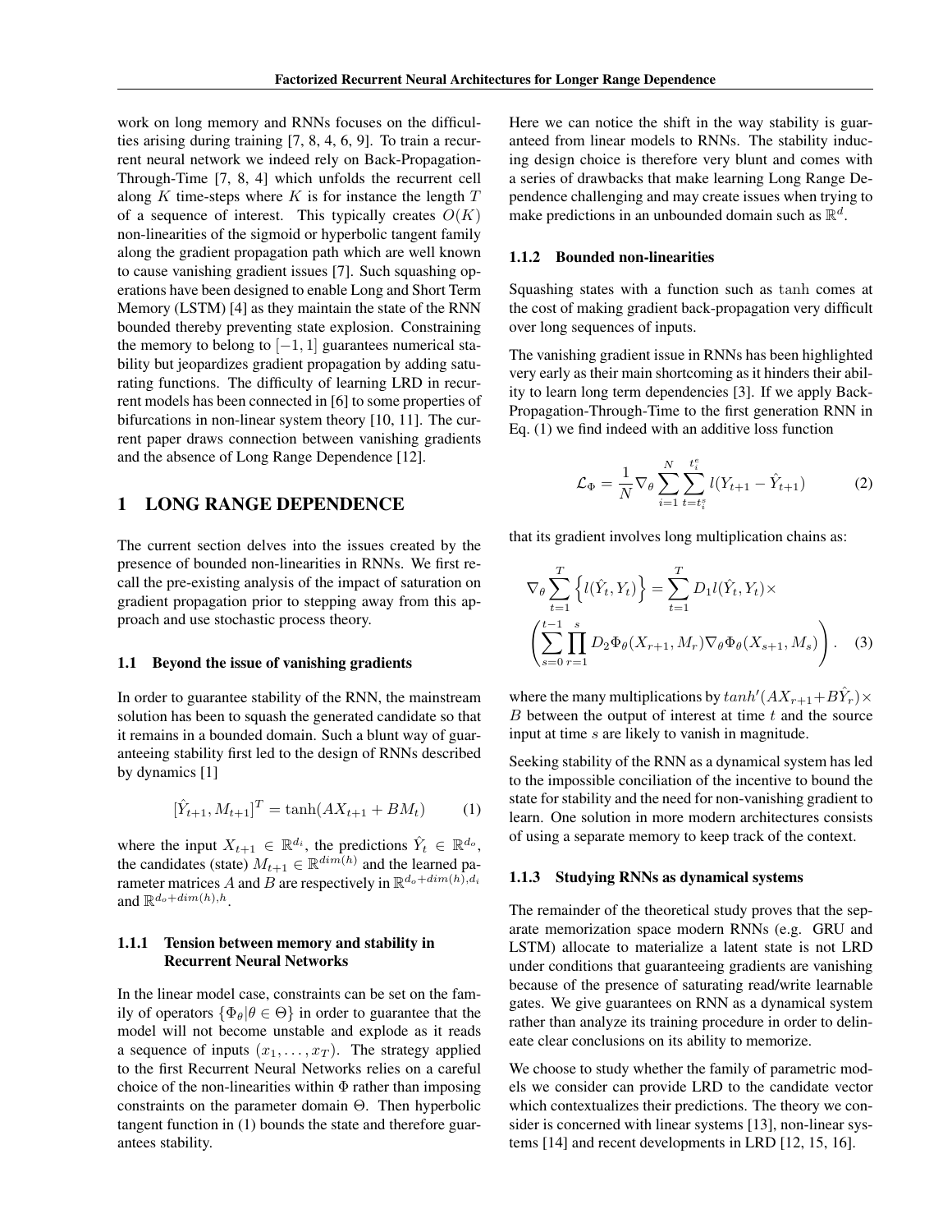work on long memory and RNNs focuses on the difficulties arising during training [7, 8, 4, 6, 9]. To train a recurrent neural network we indeed rely on Back-Propagation-Through-Time [7, 8, 4] which unfolds the recurrent cell along $K$ time-steps where $K$ is for instance the length $T$ of a sequence of interest. This typically creates $O(K)$ non-linearities of the sigmoid or hyperbolic tangent family along the gradient propagation path which are well known to cause vanishing gradient issues [7]. Such squashing operations have been designed to enable Long and Short Term Memory (LSTM) [4] as they maintain the state of the RNN bounded thereby preventing state explosion. Constraining the memory to belong to $[-1, 1]$ guarantees numerical stability but jeopardizes gradient propagation by adding saturating functions. The difficulty of learning LRD in recurrent models has been connected in [6] to some properties of bifurcations in non-linear system theory [10, 11]. The current paper draws connection between vanishing gradients and the absence of Long Range Dependence [12].

# 1 LONG RANGE DEPENDENCE

The current section delves into the issues created by the presence of bounded non-linearities in RNNs. We first recall the pre-existing analysis of the impact of saturation on gradient propagation prior to stepping away from this approach and use stochastic process theory.

## 1.1 Beyond the issue of vanishing gradients

In order to guarantee stability of the RNN, the mainstream solution has been to squash the generated candidate so that it remains in a bounded domain. Such a blunt way of guaranteeing stability first led to the design of RNNs described by dynamics [1]

$$[\hat{Y}_{t+1}, M_{t+1}]^T = \tanh(AX_{t+1} + BM_t) \tag{1}$$

where the input $X_{t+1} \in \mathbb{R}^{d_i}$, the predictions $\hat{Y}_t \in \mathbb{R}^{d_o}$, the candidates (state) $M_{t+1} \in \mathbb{R}^{dim(h)}$ and the learned parameter matrices $A$ and $B$ are respectively in $\mathbb{R}^{d_o+dim(h),d_i}$ and $\mathbb{R}^{d_o+dim(h),h}$.

### 1.1.1 Tension between memory and stability in Recurrent Neural Networks

In the linear model case, constraints can be set on the family of operators $\{\Phi_\theta | \theta \in \Theta\}$ in order to guarantee that the model will not become unstable and explode as it reads a sequence of inputs $(x_1, \ldots, x_T)$. The strategy applied to the first Recurrent Neural Networks relies on a careful choice of the non-linearities within $\Phi$ rather than imposing constraints on the parameter domain $\Theta$. Then hyperbolic tangent function in (1) bounds the state and therefore guarantees stability.

Here we can notice the shift in the way stability is guaranteed from linear models to RNNs. The stability inducing design choice is therefore very blunt and comes with a series of drawbacks that make learning Long Range Dependence challenging and may create issues when trying to make predictions in an unbounded domain such as $\mathbb{R}^d$.

### 1.1.2 Bounded non-linearities

Squashing states with a function such as $\tanh$ comes at the cost of making gradient back-propagation very difficult over long sequences of inputs.

The vanishing gradient issue in RNNs has been highlighted very early as their main shortcoming as it hinders their ability to learn long term dependencies [3]. If we apply Back-Propagation-Through-Time to the first generation RNN in Eq. (1) we find indeed with an additive loss function

$$\mathcal{L}_\Phi = \frac{1}{N} \nabla_\theta \sum_{i=1}^{N} \sum_{t=t_i^s}^{t_i^e} l(Y_{t+1} - \hat{Y}_{t+1}) \tag{2}$$

that its gradient involves long multiplication chains as:

$$\nabla_\theta \sum_{t=1}^{T} \left\{ l(\hat{Y}_t, Y_t) \right\} = \sum_{t=1}^{T} D_1 l(\hat{Y}_t, Y_t) \times \left( \sum_{s=0}^{t-1} \prod_{r=1}^{s} D_2 \Phi_\theta(X_{r+1}, M_r) \nabla_\theta \Phi_\theta(X_{s+1}, M_s) \right). \tag{3}$$

where the many multiplications by $tanh'(AX_{r+1} + B\hat{Y}_r) \times B$ between the output of interest at time $t$ and the source input at time $s$ are likely to vanish in magnitude.

Seeking stability of the RNN as a dynamical system has led to the impossible conciliation of the incentive to bound the state for stability and the need for non-vanishing gradient to learn. One solution in more modern architectures consists of using a separate memory to keep track of the context.

### 1.1.3 Studying RNNs as dynamical systems

The remainder of the theoretical study proves that the separate memorization space modern RNNs (e.g. GRU and LSTM) allocate to materialize a latent state is not LRD under conditions that guaranteeing gradients are vanishing because of the presence of saturating read/write learnable gates. We give guarantees on RNN as a dynamical system rather than analyze its training procedure in order to delineate clear conclusions on its ability to memorize.

We choose to study whether the family of parametric models we consider can provide LRD to the candidate vector which contextualizes their predictions. The theory we consider is concerned with linear systems [13], non-linear systems [14] and recent developments in LRD [12, 15, 16].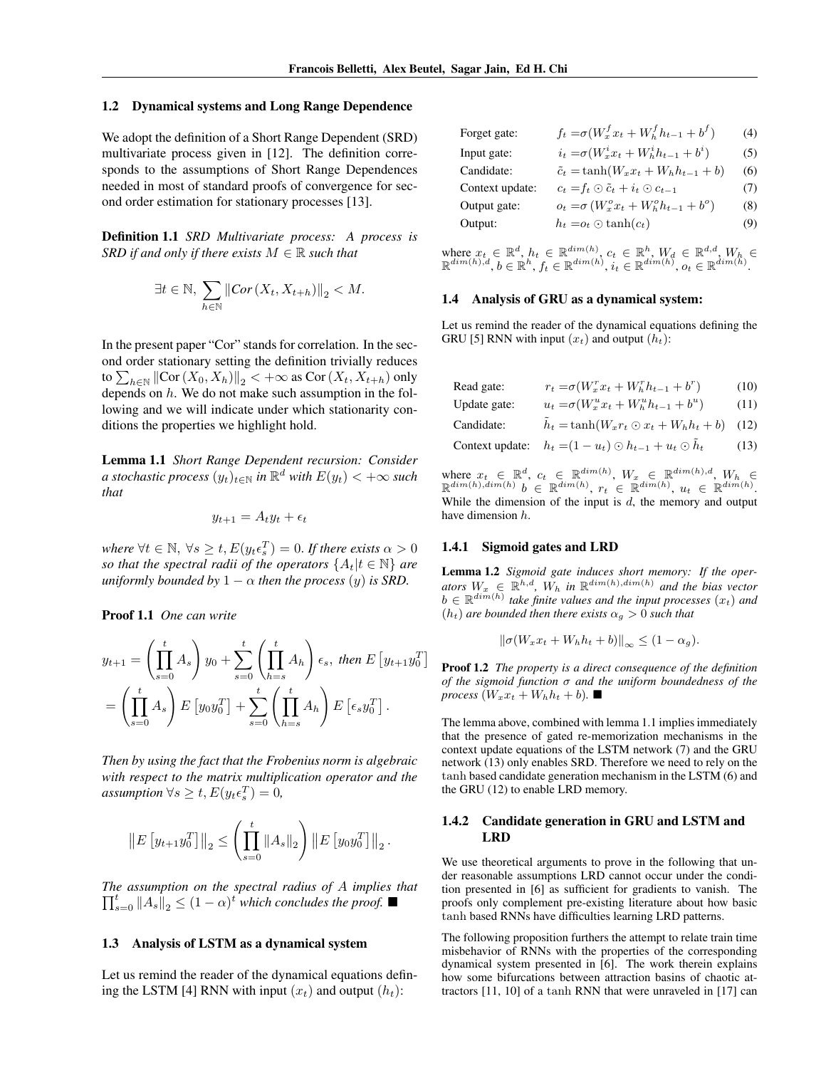### 1.2 Dynamical systems and Long Range Dependence

We adopt the definition of a Short Range Dependent (SRD) multivariate process given in [12]. The definition corresponds to the assumptions of Short Range Dependences needed in most of standard proofs of convergence for second order estimation for stationary processes [13].

**Definition 1.1** *SRD Multivariate process: A process is SRD if and only if there exists $M \in \mathbb{R}$ such that*

$$\exists t \in \mathbb{N},\ \sum_{h \in \mathbb{N}} \|Cor(X_t, X_{t+h})\|_2 < M.$$

In the present paper "Cor" stands for correlation. In the second order stationary setting the definition trivially reduces to $\sum_{h\in\mathbb{N}} \|\text{Cor}(X_0, X_h)\|_2 < +\infty$ as $\text{Cor}(X_t, X_{t+h})$ only depends on $h$. We do not make such assumption in the following and we will indicate under which stationarity conditions the properties we highlight hold.

**Lemma 1.1** *Short Range Dependent recursion: Consider a stochastic process $(y_t)_{t\in\mathbb{N}}$ in $\mathbb{R}^d$ with $E(y_t) < +\infty$ such that*

$$y_{t+1} = A_t y_t + \epsilon_t$$

*where $\forall t \in \mathbb{N},\ \forall s \geq t, E(y_t \epsilon_s^T) = 0$. If there exists $\alpha > 0$ so that the spectral radii of the operators $\{A_t | t \in \mathbb{N}\}$ are uniformly bounded by $1 - \alpha$ then the process $(y)$ is SRD.*

**Proof 1.1** *One can write*

$$y_{t+1} = \left(\prod_{s=0}^{t} A_s\right) y_0 + \sum_{s=0}^{t}\left(\prod_{h=s}^{t} A_h\right)\epsilon_s,\ \text{then } E\left[y_{t+1}y_0^T\right]$$
$$= \left(\prod_{s=0}^{t} A_s\right) E\left[y_0 y_0^T\right] + \sum_{s=0}^{t}\left(\prod_{h=s}^{t} A_h\right) E\left[\epsilon_s y_0^T\right].$$

*Then by using the fact that the Frobenius norm is algebraic with respect to the matrix multiplication operator and the assumption $\forall s \geq t, E(y_t \epsilon_s^T) = 0$,*

$$\left\|E\left[y_{t+1}y_0^T\right]\right\|_2 \leq \left(\prod_{s=0}^{t} \|A_s\|_2\right)\left\|E\left[y_0 y_0^T\right]\right\|_2.$$

*The assumption on the spectral radius of $A$ implies that $\prod_{s=0}^{t} \|A_s\|_2 \leq (1-\alpha)^t$ which concludes the proof.* ■

### 1.3 Analysis of LSTM as a dynamical system

Let us remind the reader of the dynamical equations defining the LSTM [4] RNN with input $(x_t)$ and output $(h_t)$:

$$
\begin{aligned}
&\text{Forget gate:} && f_t = \sigma(W_x^f x_t + W_h^f h_{t-1} + b^f) && (4)\\
&\text{Input gate:} && i_t = \sigma(W_x^i x_t + W_h^i h_{t-1} + b^i) && (5)\\
&\text{Candidate:} && \tilde{c}_t = \tanh(W_x x_t + W_h h_{t-1} + b) && (6)\\
&\text{Context update:} && c_t = f_t \odot \tilde{c}_t + i_t \odot c_{t-1} && (7)\\
&\text{Output gate:} && o_t = \sigma\left(W_x^o x_t + W_h^o h_{t-1} + b^o\right) && (8)\\
&\text{Output:} && h_t = o_t \odot \tanh(c_t) && (9)
\end{aligned}
$$

where $x_t \in \mathbb{R}^d$, $h_t \in \mathbb{R}^{dim(h)}$, $c_t \in \mathbb{R}^h$, $W_d \in \mathbb{R}^{d,d}$, $W_h \in \mathbb{R}^{dim(h),d}$, $b \in \mathbb{R}^h$, $f_t \in \mathbb{R}^{dim(h)}$, $i_t \in \mathbb{R}^{dim(h)}$, $o_t \in \mathbb{R}^{dim(h)}$.

### 1.4 Analysis of GRU as a dynamical system:

Let us remind the reader of the dynamical equations defining the GRU [5] RNN with input $(x_t)$ and output $(h_t)$:

$$
\begin{aligned}
&\text{Read gate:} && r_t = \sigma(W_x^r x_t + W_h^r h_{t-1} + b^r) && (10)\\
&\text{Update gate:} && u_t = \sigma(W_x^u x_t + W_h^u h_{t-1} + b^u) && (11)\\
&\text{Candidate:} && \tilde{h}_t = \tanh(W_x r_t \odot x_t + W_h h_t + b) && (12)\\
&\text{Context update:} && h_t = (1 - u_t) \odot h_{t-1} + u_t \odot \tilde{h}_t && (13)
\end{aligned}
$$

where $x_t \in \mathbb{R}^d$, $c_t \in \mathbb{R}^{dim(h)}$, $W_x \in \mathbb{R}^{dim(h),d}$, $W_h \in \mathbb{R}^{dim(h),dim(h)}$ $b \in \mathbb{R}^{dim(h)}$, $r_t \in \mathbb{R}^{dim(h)}$, $u_t \in \mathbb{R}^{dim(h)}$. While the dimension of the input is $d$, the memory and output have dimension $h$.

#### 1.4.1 Sigmoid gates and LRD

**Lemma 1.2** *Sigmoid gate induces short memory: If the operators $W_x \in \mathbb{R}^{h,d}$, $W_h$ in $\mathbb{R}^{dim(h),dim(h)}$ and the bias vector $b \in \mathbb{R}^{dim(h)}$ take finite values and the input processes $(x_t)$ and $(h_t)$ are bounded then there exists $\alpha_g > 0$ such that*

$$\|\sigma(W_x x_t + W_h h_t + b)\|_\infty \leq (1 - \alpha_g).$$

**Proof 1.2** *The property is a direct consequence of the definition of the sigmoid function $\sigma$ and the uniform boundedness of the process $(W_x x_t + W_h h_t + b)$.* ■

The lemma above, combined with lemma 1.1 implies immediately that the presence of gated re-memorization mechanisms in the context update equations of the LSTM network (7) and the GRU network (13) only enables SRD. Therefore we need to rely on the tanh based candidate generation mechanism in the LSTM (6) and the GRU (12) to enable LRD memory.

#### 1.4.2 Candidate generation in GRU and LSTM and LRD

We use theoretical arguments to prove in the following that under reasonable assumptions LRD cannot occur under the condition presented in [6] as sufficient for gradients to vanish. The proofs only complement pre-existing literature about how basic tanh based RNNs have difficulties learning LRD patterns.

The following proposition furthers the attempt to relate train time misbehavior of RNNs with the properties of the corresponding dynamical system presented in [6]. The work therein explains how some bifurcations between attraction basins of chaotic attractors [11, 10] of a tanh RNN that were unraveled in [17] can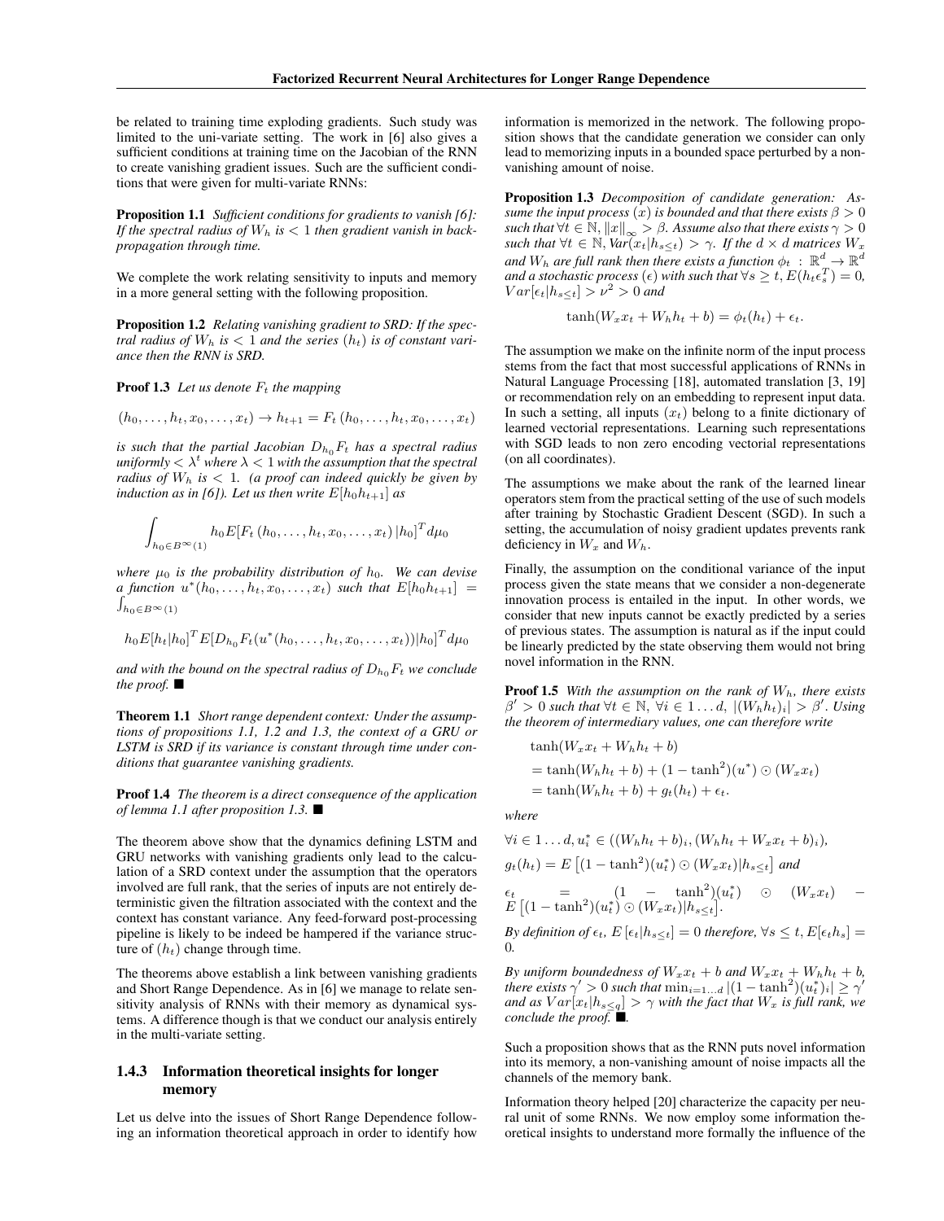be related to training time exploding gradients. Such study was limited to the uni-variate setting. The work in [6] also gives a sufficient conditions at training time on the Jacobian of the RNN to create vanishing gradient issues. Such are the sufficient conditions that were given for multi-variate RNNs:

**Proposition 1.1** *Sufficient conditions for gradients to vanish [6]: If the spectral radius of $W_h$ is $< 1$ then gradient vanish in back-propagation through time.*

We complete the work relating sensitivity to inputs and memory in a more general setting with the following proposition.

**Proposition 1.2** *Relating vanishing gradient to SRD: If the spectral radius of $W_h$ is $< 1$ and the series $(h_t)$ is of constant variance then the RNN is SRD.*

**Proof 1.3** *Let us denote $F_t$ the mapping*

$$(h_0, \ldots, h_t, x_0, \ldots, x_t) \rightarrow h_{t+1} = F_t\left(h_0, \ldots, h_t, x_0, \ldots, x_t\right)$$

*is such that the partial Jacobian $D_{h_0} F_t$ has a spectral radius uniformly $< \lambda^t$ where $\lambda < 1$ with the assumption that the spectral radius of $W_h$ is $< 1$. (a proof can indeed quickly be given by induction as in [6]). Let us then write $E[h_0 h_{t+1}]$ as*

$$\int_{h_0 \in B^\infty(1)} h_0 E[F_t\left(h_0, \ldots, h_t, x_0, \ldots, x_t\right)|h_0]^T d\mu_0$$

*where $\mu_0$ is the probability distribution of $h_0$. We can devise a function $u^*(h_0, \ldots, h_t, x_0, \ldots, x_t)$ such that $E[h_0 h_{t+1}] = \int_{h_0 \in B^\infty(1)}$*

$$h_0 E[h_t|h_0]^T E[D_{h_0} F_t(u^*(h_0, \ldots, h_t, x_0, \ldots, x_t))|h_0]^T d\mu_0$$

*and with the bound on the spectral radius of $D_{h_0} F_t$ we conclude the proof.* ■

**Theorem 1.1** *Short range dependent context: Under the assumptions of propositions 1.1, 1.2 and 1.3, the context of a GRU or LSTM is SRD if its variance is constant through time under conditions that guarantee vanishing gradients.*

**Proof 1.4** *The theorem is a direct consequence of the application of lemma 1.1 after proposition 1.3.* ■

The theorem above show that the dynamics defining LSTM and GRU networks with vanishing gradients only lead to the calculation of a SRD context under the assumption that the operators involved are full rank, that the series of inputs are not entirely deterministic given the filtration associated with the context and the context has constant variance. Any feed-forward post-processing pipeline is likely to be indeed be hampered if the variance structure of $(h_t)$ change through time.

The theorems above establish a link between vanishing gradients and Short Range Dependence. As in [6] we manage to relate sensitivity analysis of RNNs with their memory as dynamical systems. A difference though is that we conduct our analysis entirely in the multi-variate setting.

### 1.4.3 Information theoretical insights for longer memory

Let us delve into the issues of Short Range Dependence following an information theoretical approach in order to identify how information is memorized in the network. The following proposition shows that the candidate generation we consider can only lead to memorizing inputs in a bounded space perturbed by a non-vanishing amount of noise.

**Proposition 1.3** *Decomposition of candidate generation: Assume the input process $(x)$ is bounded and that there exists $\beta > 0$ such that $\forall t \in \mathbb{N}, \|x\|_\infty > \beta$. Assume also that there exists $\gamma > 0$ such that $\forall t \in \mathbb{N}, Var(x_t|h_{s\leq t}) > \gamma$. If the $d \times d$ matrices $W_x$ and $W_h$ are full rank then there exists a function $\phi_t : \mathbb{R}^d \rightarrow \mathbb{R}^d$ and a stochastic process $(\epsilon)$ with such that $\forall s \geq t, E(h_t \epsilon_s^T) = 0$, $Var[\epsilon_t|h_{s\leq t}] > \nu^2 > 0$ and*

$$\tanh(W_x x_t + W_h h_t + b) = \phi_t(h_t) + \epsilon_t.$$

The assumption we make on the infinite norm of the input process stems from the fact that most successful applications of RNNs in Natural Language Processing [18], automated translation [3, 19] or recommendation rely on an embedding to represent input data. In such a setting, all inputs $(x_t)$ belong to a finite dictionary of learned vectorial representations. Learning such representations with SGD leads to non zero encoding vectorial representations (on all coordinates).

The assumptions we make about the rank of the learned linear operators stem from the practical setting of the use of such models after training by Stochastic Gradient Descent (SGD). In such a setting, the accumulation of noisy gradient updates prevents rank deficiency in $W_x$ and $W_h$.

Finally, the assumption on the conditional variance of the input process given the state means that we consider a non-degenerate innovation process is entailed in the input. In other words, we consider that new inputs cannot be exactly predicted by a series of previous states. The assumption is natural as if the input could be linearly predicted by the state observing them would not bring novel information in the RNN.

**Proof 1.5** *With the assumption on the rank of $W_h$, there exists $\beta' > 0$ such that $\forall t \in \mathbb{N}, \forall i \in 1 \ldots d, |(W_h h_t)_i| > \beta'$. Using the theorem of intermediary values, one can therefore write*

$$\begin{aligned}
&\tanh(W_x x_t + W_h h_t + b) \\
&= \tanh(W_h h_t + b) + (1 - \tanh^2)(u^*) \odot (W_x x_t) \\
&= \tanh(W_h h_t + b) + g_t(h_t) + \epsilon_t.
\end{aligned}$$

*where*

$\forall i \in 1 \ldots d, u_i^* \in ((W_h h_t + b)_i, (W_h h_t + W_x x_t + b)_i)$,

$g_t(h_t) = E\left[(1 - \tanh^2)(u_t^*) \odot (W_x x_t)|h_{s\leq t}\right]$ *and*

$\epsilon_t = (1 - \tanh^2)(u_t^*) \odot (W_x x_t) - E\left[(1 - \tanh^2)(u_t^*) \odot (W_x x_t)|h_{s\leq t}\right]$.

*By definition of $\epsilon_t$, $E\left[\epsilon_t|h_{s\leq t}\right] = 0$ therefore, $\forall s \leq t, E[\epsilon_t h_s] = 0$.*

*By uniform boundedness of $W_x x_t + b$ and $W_x x_t + W_h h_t + b$, there exists $\gamma' > 0$ such that $\min_{i=1\ldots d} |(1 - \tanh^2)(u_t^*)_i| \geq \gamma'$ and as $Var[x_t|h_{s\leq q}] > \gamma$ with the fact that $W_x$ is full rank, we conclude the proof.* ■.

Such a proposition shows that as the RNN puts novel information into its memory, a non-vanishing amount of noise impacts all the channels of the memory bank.

Information theory helped [20] characterize the capacity per neural unit of some RNNs. We now employ some information theoretical insights to understand more formally the influence of the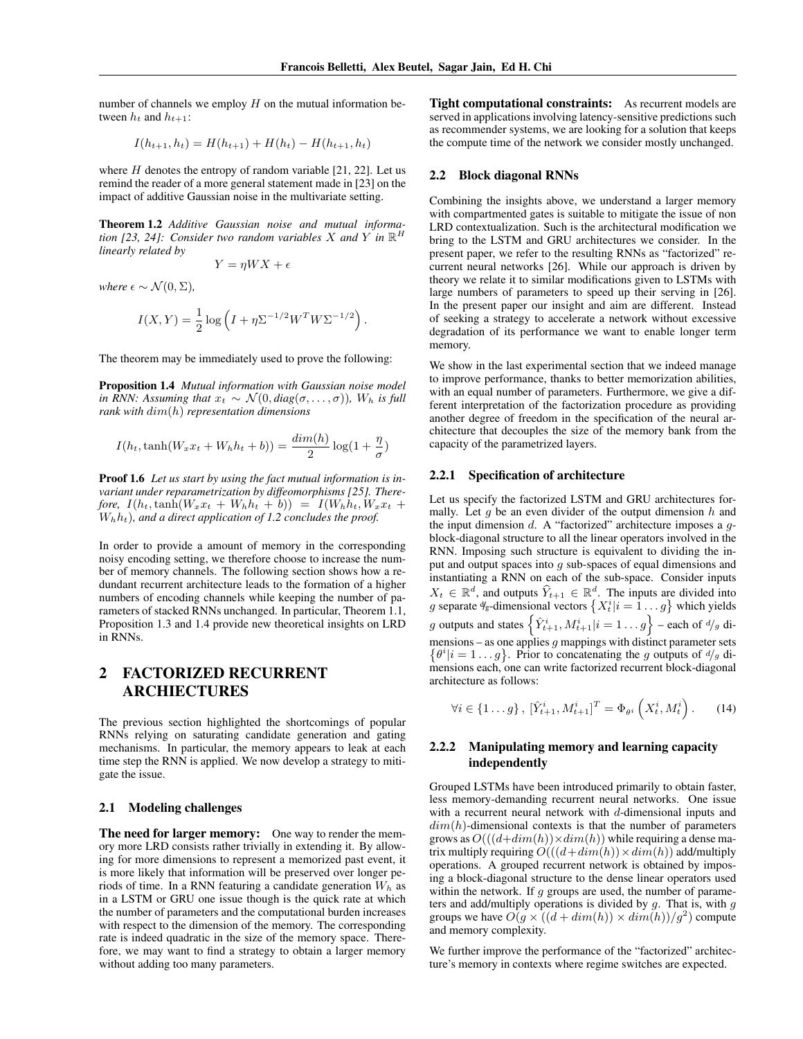number of channels we employ $H$ on the mutual information between $h_t$ and $h_{t+1}$:

$$I(h_{t+1}, h_t) = H(h_{t+1}) + H(h_t) - H(h_{t+1}, h_t)$$

where $H$ denotes the entropy of random variable [21, 22]. Let us remind the reader of a more general statement made in [23] on the impact of additive Gaussian noise in the multivariate setting.

**Theorem 1.2** *Additive Gaussian noise and mutual information [23, 24]: Consider two random variables $X$ and $Y$ in $\mathbb{R}^H$ linearly related by*

$$Y = \eta W X + \epsilon$$

*where $\epsilon \sim \mathcal{N}(0, \Sigma)$,*

$$I(X, Y) = \frac{1}{2} \log \left( I + \eta \Sigma^{-1/2} W^T W \Sigma^{-1/2} \right).$$

The theorem may be immediately used to prove the following:

**Proposition 1.4** *Mutual information with Gaussian noise model in RNN: Assuming that $x_t \sim \mathcal{N}(0, diag(\sigma, \ldots, \sigma))$, $W_h$ is full rank with $dim(h)$ representation dimensions*

$$I(h_t, \tanh(W_x x_t + W_h h_t + b)) = \frac{dim(h)}{2} \log(1 + \frac{\eta}{\sigma})$$

**Proof 1.6** *Let us start by using the fact mutual information is invariant under reparametrization by diffeomorphisms [25]. Therefore, $I(h_t, \tanh(W_x x_t + W_h h_t + b)) = I(W_h h_t, W_x x_t + W_h h_t)$, and a direct application of 1.2 concludes the proof.*

In order to provide a amount of memory in the corresponding noisy encoding setting, we therefore choose to increase the number of memory channels. The following section shows how a redundant recurrent architecture leads to the formation of a higher numbers of encoding channels while keeping the number of parameters of stacked RNNs unchanged. In particular, Theorem 1.1, Proposition 1.3 and 1.4 provide new theoretical insights on LRD in RNNs.

# 2 FACTORIZED RECURRENT ARCHIECTURES

The previous section highlighted the shortcomings of popular RNNs relying on saturating candidate generation and gating mechanisms. In particular, the memory appears to leak at each time step the RNN is applied. We now develop a strategy to mitigate the issue.

## 2.1 Modeling challenges

**The need for larger memory:** One way to render the memory more LRD consists rather trivially in extending it. By allowing for more dimensions to represent a memorized past event, it is more likely that information will be preserved over longer periods of time. In a RNN featuring a candidate generation $W_h$ as in a LSTM or GRU one issue though is the quick rate at which the number of parameters and the computational burden increases with respect to the dimension of the memory. The corresponding rate is indeed quadratic in the size of the memory space. Therefore, we may want to find a strategy to obtain a larger memory without adding too many parameters.

**Tight computational constraints:** As recurrent models are served in applications involving latency-sensitive predictions such as recommender systems, we are looking for a solution that keeps the compute time of the network we consider mostly unchanged.

## 2.2 Block diagonal RNNs

Combining the insights above, we understand a larger memory with compartmented gates is suitable to mitigate the issue of non LRD contextualization. Such is the architectural modification we bring to the LSTM and GRU architectures we consider. In the present paper, we refer to the resulting RNNs as "factorized" recurrent neural networks [26]. While our approach is driven by theory we relate it to similar modifications given to LSTMs with large numbers of parameters to speed up their serving in [26]. In the present paper our insight and aim are different. Instead of seeking a strategy to accelerate a network without excessive degradation of its performance we want to enable longer term memory.

We show in the last experimental section that we indeed manage to improve performance, thanks to better memorization abilities, with an equal number of parameters. Furthermore, we give a different interpretation of the factorization procedure as providing another degree of freedom in the specification of the neural architecture that decouples the size of the memory bank from the capacity of the parametrized layers.

### 2.2.1 Specification of architecture

Let us specify the factorized LSTM and GRU architectures formally. Let $g$ be an even divider of the output dimension $h$ and the input dimension $d$. A "factorized" architecture imposes a $g$-block-diagonal structure to all the linear operators involved in the RNN. Imposing such structure is equivalent to dividing the input and output spaces into $g$ sub-spaces of equal dimensions and instantiating a RNN on each of the sub-space. Consider inputs $X_t \in \mathbb{R}^d$, and outputs $\widehat{Y}_{t+1} \in \mathbb{R}^d$. The inputs are divided into $g$ separate $^d\!/_g$-dimensional vectors $\left\{ X_t^i | i = 1 \ldots g \right\}$ which yields $g$ outputs and states $\left\{ \hat{Y}_{t+1}^i, M_{t+1}^i | i = 1 \ldots g \right\}$ – each of $^d\!/_g$ dimensions – as one applies $g$ mappings with distinct parameter sets $\left\{ \theta^i | i = 1 \ldots g \right\}$. Prior to concatenating the $g$ outputs of $^d\!/_g$ dimensions each, one can write factorized recurrent block-diagonal architecture as follows:

$$\forall i \in \{1 \ldots g\}, \; [\hat{Y}_{t+1}^i, M_{t+1}^i]^T = \Phi_{\theta^i} \left( X_t^i, M_t^i \right). \qquad (14)$$

### 2.2.2 Manipulating memory and learning capacity independently

Grouped LSTMs have been introduced primarily to obtain faster, less memory-demanding recurrent neural networks. One issue with a recurrent neural network with $d$-dimensional inputs and $dim(h)$-dimensional contexts is that the number of parameters grows as $O(((d + dim(h)) \times dim(h))$ while requiring a dense matrix multiply requiring $O(((d + dim(h)) \times dim(h))$ add/multiply operations. A grouped recurrent network is obtained by imposing a block-diagonal structure to the dense linear operators used within the network. If $g$ groups are used, the number of parameters and add/multiply operations is divided by $g$. That is, with $g$ groups we have $O(g \times ((d + dim(h)) \times dim(h))/g^2)$ compute and memory complexity.

We further improve the performance of the "factorized" architecture's memory in contexts where regime switches are expected.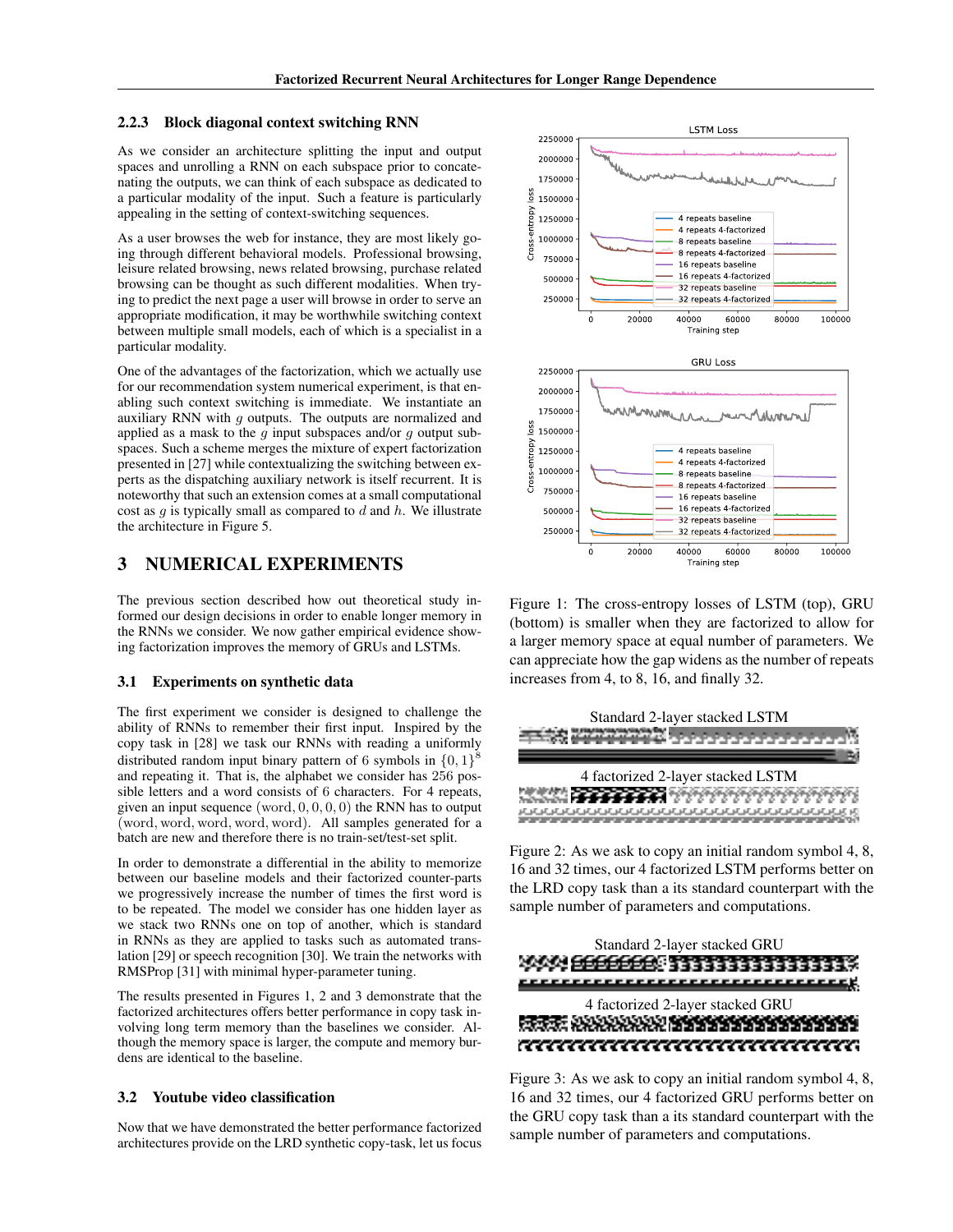### 2.2.3 Block diagonal context switching RNN

As we consider an architecture splitting the input and output spaces and unrolling a RNN on each subspace prior to concatenating the outputs, we can think of each subspace as dedicated to a particular modality of the input. Such a feature is particularly appealing in the setting of context-switching sequences.

As a user browses the web for instance, they are most likely going through different behavioral models. Professional browsing, leisure related browsing, news related browsing, purchase related browsing can be thought as such different modalities. When trying to predict the next page a user will browse in order to serve an appropriate modification, it may be worthwhile switching context between multiple small models, each of which is a specialist in a particular modality.

One of the advantages of the factorization, which we actually use for our recommendation system numerical experiment, is that enabling such context switching is immediate. We instantiate an auxiliary RNN with $g$ outputs. The outputs are normalized and applied as a mask to the $g$ input subspaces and/or $g$ output subspaces. Such a scheme merges the mixture of expert factorization presented in [27] while contextualizing the switching between experts as the dispatching auxiliary network is itself recurrent. It is noteworthy that such an extension comes at a small computational cost as $g$ is typically small as compared to $d$ and $h$. We illustrate the architecture in Figure 5.

## 3 NUMERICAL EXPERIMENTS

The previous section described how out theoretical study informed our design decisions in order to enable longer memory in the RNNs we consider. We now gather empirical evidence showing factorization improves the memory of GRUs and LSTMs.

### 3.1 Experiments on synthetic data

The first experiment we consider is designed to challenge the ability of RNNs to remember their first input. Inspired by the copy task in [28] we task our RNNs with reading a uniformly distributed random input binary pattern of 6 symbols in $\{0,1\}^8$ and repeating it. That is, the alphabet we consider has 256 possible letters and a word consists of 6 characters. For 4 repeats, given an input sequence $(\text{word}, 0, 0, 0, 0)$ the RNN has to output $(\text{word}, \text{word}, \text{word}, \text{word}, \text{word})$. All samples generated for a batch are new and therefore there is no train-set/test-set split.

In order to demonstrate a differential in the ability to memorize between our baseline models and their factorized counter-parts we progressively increase the number of times the first word is to be repeated. The model we consider has one hidden layer as we stack two RNNs one on top of another, which is standard in RNNs as they are applied to tasks such as automated translation [29] or speech recognition [30]. We train the networks with RMSProp [31] with minimal hyper-parameter tuning.

The results presented in Figures 1, 2 and 3 demonstrate that the factorized architectures offers better performance in copy task involving long term memory than the baselines we consider. Although the memory space is larger, the compute and memory burdens are identical to the baseline.

### 3.2 Youtube video classification

Now that we have demonstrated the better performance factorized architectures provide on the LRD synthetic copy-task, let us focus

Figure 1: The cross-entropy losses of LSTM (top), GRU (bottom) is smaller when they are factorized to allow for a larger memory space at equal number of parameters. We can appreciate how the gap widens as the number of repeats increases from 4, to 8, 16, and finally 32.

Figure 2: As we ask to copy an initial random symbol 4, 8, 16 and 32 times, our 4 factorized LSTM performs better on the LRD copy task than a its standard counterpart with the sample number of parameters and computations.

Figure 3: As we ask to copy an initial random symbol 4, 8, 16 and 32 times, our 4 factorized GRU performs better on the GRU copy task than a its standard counterpart with the sample number of parameters and computations.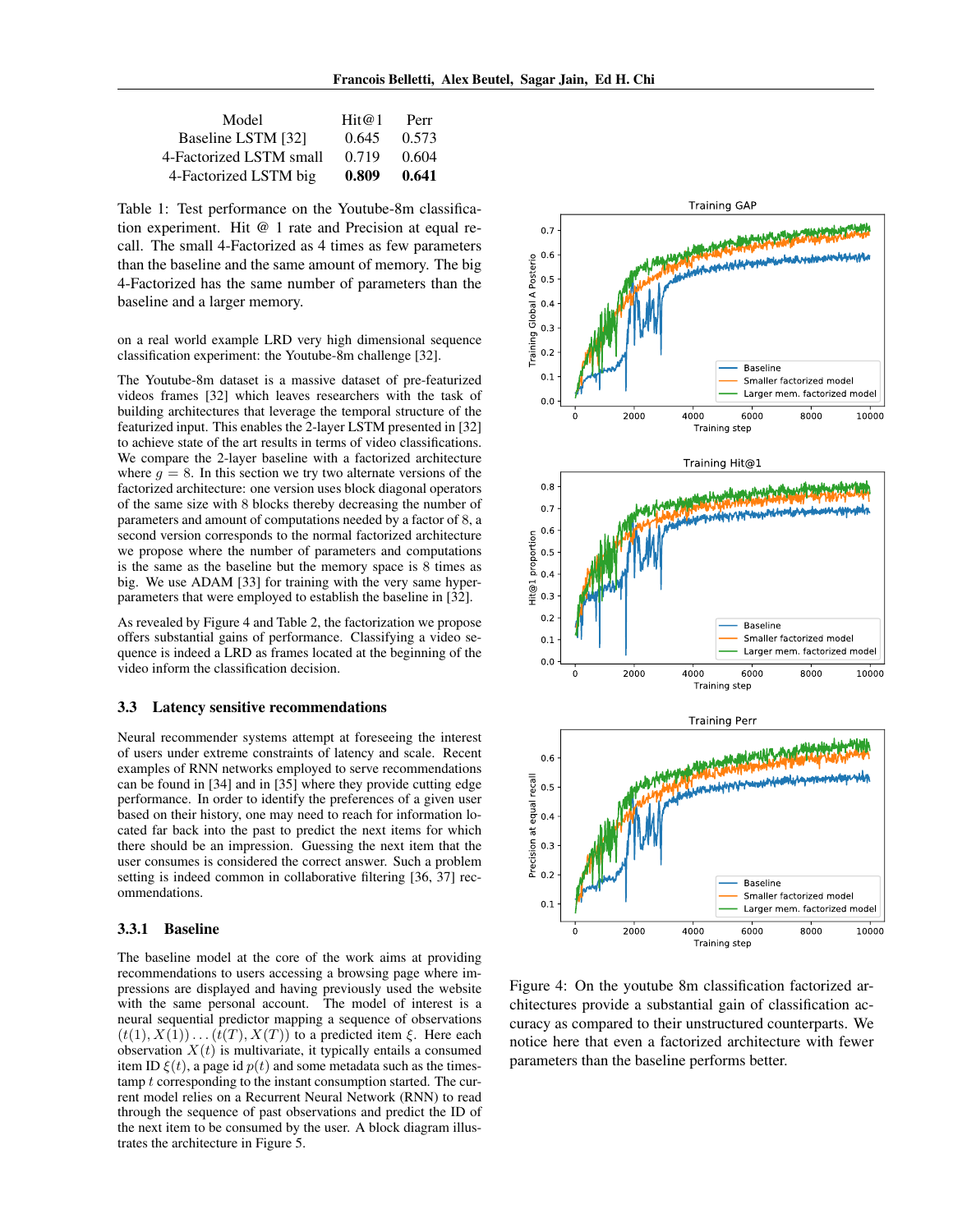| Model | Hit@1 | Perr |
|---|---|---|
| Baseline LSTM [32] | 0.645 | 0.573 |
| 4-Factorized LSTM small | 0.719 | 0.604 |
| 4-Factorized LSTM big | **0.809** | **0.641** |

Table 1: Test performance on the Youtube-8m classification experiment. Hit @ 1 rate and Precision at equal recall. The small 4-Factorized as 4 times as few parameters than the baseline and the same amount of memory. The big 4-Factorized has the same number of parameters than the baseline and a larger memory.

on a real world example LRD very high dimensional sequence classification experiment: the Youtube-8m challenge [32].

The Youtube-8m dataset is a massive dataset of pre-featurized videos frames [32] which leaves researchers with the task of building architectures that leverage the temporal structure of the featurized input. This enables the 2-layer LSTM presented in [32] to achieve state of the art results in terms of video classifications. We compare the 2-layer baseline with a factorized architecture where $g = 8$. In this section we try two alternate versions of the factorized architecture: one version uses block diagonal operators of the same size with 8 blocks thereby decreasing the number of parameters and amount of computations needed by a factor of 8, a second version corresponds to the normal factorized architecture we propose where the number of parameters and computations is the same as the baseline but the memory space is 8 times as big. We use ADAM [33] for training with the very same hyper-parameters that were employed to establish the baseline in [32].

As revealed by Figure 4 and Table 2, the factorization we propose offers substantial gains of performance. Classifying a video sequence is indeed a LRD as frames located at the beginning of the video inform the classification decision.

### 3.3 Latency sensitive recommendations

Neural recommender systems attempt at foreseeing the interest of users under extreme constraints of latency and scale. Recent examples of RNN networks employed to serve recommendations can be found in [34] and in [35] where they provide cutting edge performance. In order to identify the preferences of a given user based on their history, one may need to reach for information located far back into the past to predict the next items for which there should be an impression. Guessing the next item that the user consumes is considered the correct answer. Such a problem setting is indeed common in collaborative filtering [36, 37] recommendations.

#### 3.3.1 Baseline

The baseline model at the core of the work aims at providing recommendations to users accessing a browsing page where impressions are displayed and having previously used the website with the same personal account. The model of interest is a neural sequential predictor mapping a sequence of observations $(t(1), X(1)) \dots (t(T), X(T))$ to a predicted item $\xi$. Here each observation $X(t)$ is multivariate, it typically entails a consumed item ID $\xi(t)$, a page id $p(t)$ and some metadata such as the timestamp $t$ corresponding to the instant consumption started. The current model relies on a Recurrent Neural Network (RNN) to read through the sequence of past observations and predict the ID of the next item to be consumed by the user. A block diagram illustrates the architecture in Figure 5.

Figure 4: On the youtube 8m classification factorized architectures provide a substantial gain of classification accuracy as compared to their unstructured counterparts. We notice here that even a factorized architecture with fewer parameters than the baseline performs better.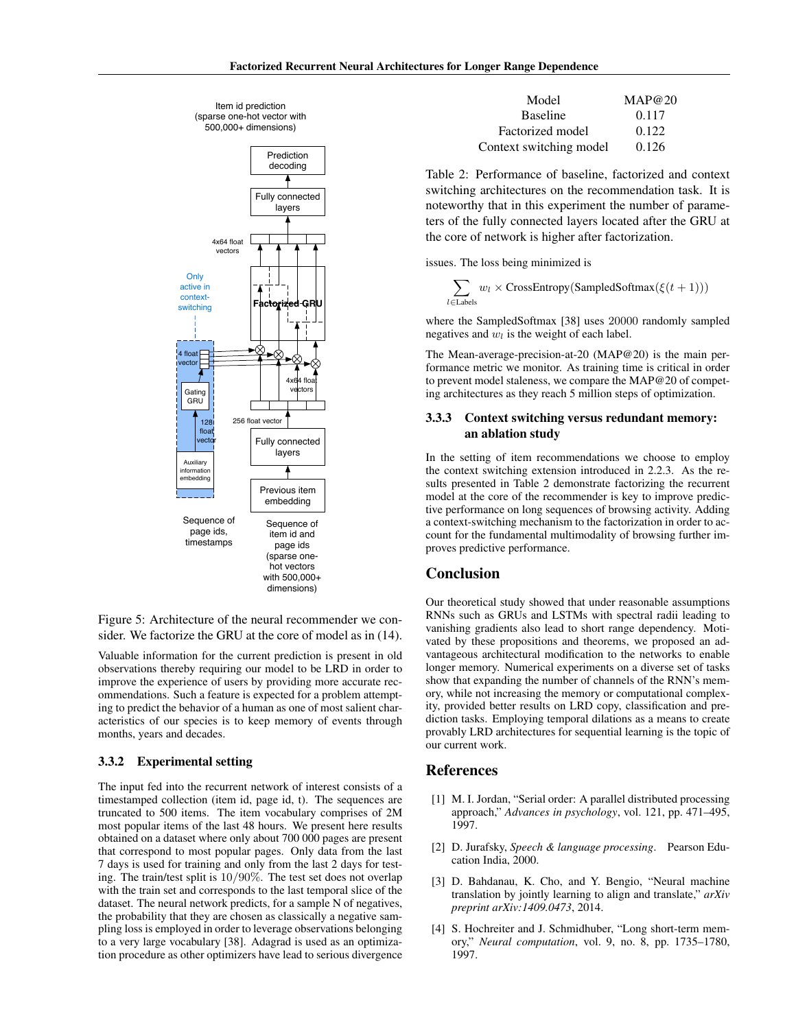Figure 5: Architecture of the neural recommender we consider. We factorize the GRU at the core of model as in (14).

Valuable information for the current prediction is present in old observations thereby requiring our model to be LRD in order to improve the experience of users by providing more accurate recommendations. Such a feature is expected for a problem attempting to predict the behavior of a human as one of most salient characteristics of our species is to keep memory of events through months, years and decades.

### 3.3.2 Experimental setting

The input fed into the recurrent network of interest consists of a timestamped collection (item id, page id, t). The sequences are truncated to 500 items. The item vocabulary comprises of 2M most popular items of the last 48 hours. We present here results obtained on a dataset where only about 700 000 pages are present that correspond to most popular pages. Only data from the last 7 days is used for training and only from the last 2 days for testing. The train/test split is $10/90\%$. The test set does not overlap with the train set and corresponds to the last temporal slice of the dataset. The neural network predicts, for a sample N of negatives, the probability that they are chosen as classically a negative sampling loss is employed in order to leverage observations belonging to a very large vocabulary [38]. Adagrad is used as an optimization procedure as other optimizers have lead to serious divergence issues. The loss being minimized is

$$\sum_{l \in \text{Labels}} w_l \times \text{CrossEntropy}(\text{SampledSoftmax}(\xi(t+1)))$$

where the SampledSoftmax [38] uses 20000 randomly sampled negatives and $w_l$ is the weight of each label.

The Mean-average-precision-at-20 (MAP@20) is the main performance metric we monitor. As training time is critical in order to prevent model staleness, we compare the MAP@20 of competing architectures as they reach 5 million steps of optimization.

| Model | MAP@20 |
|---|---|
| Baseline | 0.117 |
| Factorized model | 0.122 |
| Context switching model | 0.126 |

Table 2: Performance of baseline, factorized and context switching architectures on the recommendation task. It is noteworthy that in this experiment the number of parameters of the fully connected layers located after the GRU at the core of network is higher after factorization.

### 3.3.3 Context switching versus redundant memory: an ablation study

In the setting of item recommendations we choose to employ the context switching extension introduced in 2.2.3. As the results presented in Table 2 demonstrate factorizing the recurrent model at the core of the recommender is key to improve predictive performance on long sequences of browsing activity. Adding a context-switching mechanism to the factorization in order to account for the fundamental multimodality of browsing further improves predictive performance.

## Conclusion

Our theoretical study showed that under reasonable assumptions RNNs such as GRUs and LSTMs with spectral radii leading to vanishing gradients also lead to short range dependency. Motivated by these propositions and theorems, we proposed an advantageous architectural modification to the networks to enable longer memory. Numerical experiments on a diverse set of tasks show that expanding the number of channels of the RNN's memory, while not increasing the memory or computational complexity, provided better results on LRD copy, classification and prediction tasks. Employing temporal dilations as a means to create provably LRD architectures for sequential learning is the topic of our current work.

## References

[1] M. I. Jordan, "Serial order: A parallel distributed processing approach," *Advances in psychology*, vol. 121, pp. 471–495, 1997.

[2] D. Jurafsky, *Speech & language processing*. Pearson Education India, 2000.

[3] D. Bahdanau, K. Cho, and Y. Bengio, "Neural machine translation by jointly learning to align and translate," *arXiv preprint arXiv:1409.0473*, 2014.

[4] S. Hochreiter and J. Schmidhuber, "Long short-term memory," *Neural computation*, vol. 9, no. 8, pp. 1735–1780, 1997.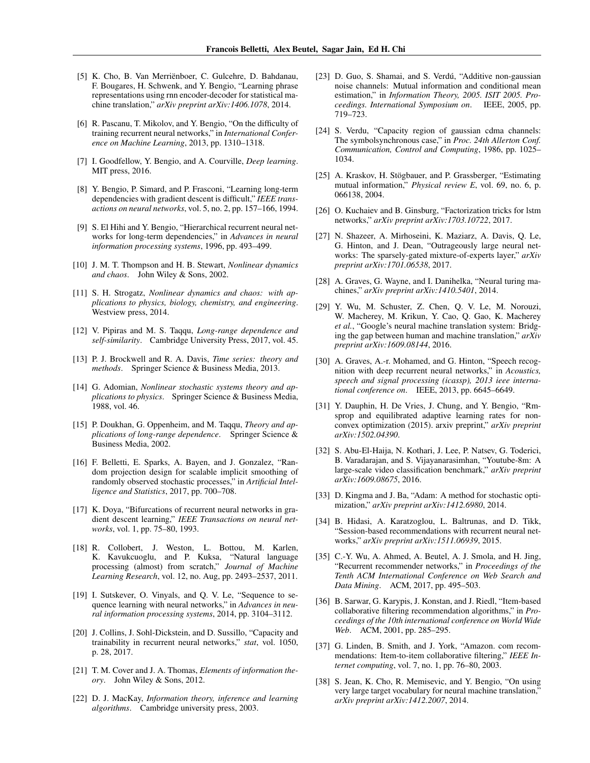[5] K. Cho, B. Van Merriënboer, C. Gulcehre, D. Bahdanau, F. Bougares, H. Schwenk, and Y. Bengio, "Learning phrase representations using rnn encoder-decoder for statistical machine translation," *arXiv preprint arXiv:1406.1078*, 2014.

[6] R. Pascanu, T. Mikolov, and Y. Bengio, "On the difficulty of training recurrent neural networks," in *International Conference on Machine Learning*, 2013, pp. 1310–1318.

[7] I. Goodfellow, Y. Bengio, and A. Courville, *Deep learning*. MIT press, 2016.

[8] Y. Bengio, P. Simard, and P. Frasconi, "Learning long-term dependencies with gradient descent is difficult," *IEEE transactions on neural networks*, vol. 5, no. 2, pp. 157–166, 1994.

[9] S. El Hihi and Y. Bengio, "Hierarchical recurrent neural networks for long-term dependencies," in *Advances in neural information processing systems*, 1996, pp. 493–499.

[10] J. M. T. Thompson and H. B. Stewart, *Nonlinear dynamics and chaos*. John Wiley & Sons, 2002.

[11] S. H. Strogatz, *Nonlinear dynamics and chaos: with applications to physics, biology, chemistry, and engineering*. Westview press, 2014.

[12] V. Pipiras and M. S. Taqqu, *Long-range dependence and self-similarity*. Cambridge University Press, 2017, vol. 45.

[13] P. J. Brockwell and R. A. Davis, *Time series: theory and methods*. Springer Science & Business Media, 2013.

[14] G. Adomian, *Nonlinear stochastic systems theory and applications to physics*. Springer Science & Business Media, 1988, vol. 46.

[15] P. Doukhan, G. Oppenheim, and M. Taqqu, *Theory and applications of long-range dependence*. Springer Science & Business Media, 2002.

[16] F. Belletti, E. Sparks, A. Bayen, and J. Gonzalez, "Random projection design for scalable implicit smoothing of randomly observed stochastic processes," in *Artificial Intelligence and Statistics*, 2017, pp. 700–708.

[17] K. Doya, "Bifurcations of recurrent neural networks in gradient descent learning," *IEEE Transactions on neural networks*, vol. 1, pp. 75–80, 1993.

[18] R. Collobert, J. Weston, L. Bottou, M. Karlen, K. Kavukcuoglu, and P. Kuksa, "Natural language processing (almost) from scratch," *Journal of Machine Learning Research*, vol. 12, no. Aug, pp. 2493–2537, 2011.

[19] I. Sutskever, O. Vinyals, and Q. V. Le, "Sequence to sequence learning with neural networks," in *Advances in neural information processing systems*, 2014, pp. 3104–3112.

[20] J. Collins, J. Sohl-Dickstein, and D. Sussillo, "Capacity and trainability in recurrent neural networks," *stat*, vol. 1050, p. 28, 2017.

[21] T. M. Cover and J. A. Thomas, *Elements of information theory*. John Wiley & Sons, 2012.

[22] D. J. MacKay, *Information theory, inference and learning algorithms*. Cambridge university press, 2003.

[23] D. Guo, S. Shamai, and S. Verdú, "Additive non-gaussian noise channels: Mutual information and conditional mean estimation," in *Information Theory, 2005. ISIT 2005. Proceedings. International Symposium on*. IEEE, 2005, pp. 719–723.

[24] S. Verdu, "Capacity region of gaussian cdma channels: The symbolsynchronous case," in *Proc. 24th Allerton Conf. Communication, Control and Computing*, 1986, pp. 1025–1034.

[25] A. Kraskov, H. Stögbauer, and P. Grassberger, "Estimating mutual information," *Physical review E*, vol. 69, no. 6, p. 066138, 2004.

[26] O. Kuchaiev and B. Ginsburg, "Factorization tricks for lstm networks," *arXiv preprint arXiv:1703.10722*, 2017.

[27] N. Shazeer, A. Mirhoseini, K. Maziarz, A. Davis, Q. Le, G. Hinton, and J. Dean, "Outrageously large neural networks: The sparsely-gated mixture-of-experts layer," *arXiv preprint arXiv:1701.06538*, 2017.

[28] A. Graves, G. Wayne, and I. Danihelka, "Neural turing machines," *arXiv preprint arXiv:1410.5401*, 2014.

[29] Y. Wu, M. Schuster, Z. Chen, Q. V. Le, M. Norouzi, W. Macherey, M. Krikun, Y. Cao, Q. Gao, K. Macherey *et al.*, "Google's neural machine translation system: Bridging the gap between human and machine translation," *arXiv preprint arXiv:1609.08144*, 2016.

[30] A. Graves, A.-r. Mohamed, and G. Hinton, "Speech recognition with deep recurrent neural networks," in *Acoustics, speech and signal processing (icassp), 2013 ieee international conference on*. IEEE, 2013, pp. 6645–6649.

[31] Y. Dauphin, H. De Vries, J. Chung, and Y. Bengio, "Rmsprop and equilibrated adaptive learning rates for nonconvex optimization (2015). arxiv preprint," *arXiv preprint arXiv:1502.04390*.

[32] S. Abu-El-Haija, N. Kothari, J. Lee, P. Natsev, G. Toderici, B. Varadarajan, and S. Vijayanarasimhan, "Youtube-8m: A large-scale video classification benchmark," *arXiv preprint arXiv:1609.08675*, 2016.

[33] D. Kingma and J. Ba, "Adam: A method for stochastic optimization," *arXiv preprint arXiv:1412.6980*, 2014.

[34] B. Hidasi, A. Karatzoglou, L. Baltrunas, and D. Tikk, "Session-based recommendations with recurrent neural networks," *arXiv preprint arXiv:1511.06939*, 2015.

[35] C.-Y. Wu, A. Ahmed, A. Beutel, A. J. Smola, and H. Jing, "Recurrent recommender networks," in *Proceedings of the Tenth ACM International Conference on Web Search and Data Mining*. ACM, 2017, pp. 495–503.

[36] B. Sarwar, G. Karypis, J. Konstan, and J. Riedl, "Item-based collaborative filtering recommendation algorithms," in *Proceedings of the 10th international conference on World Wide Web*. ACM, 2001, pp. 285–295.

[37] G. Linden, B. Smith, and J. York, "Amazon. com recommendations: Item-to-item collaborative filtering," *IEEE Internet computing*, vol. 7, no. 1, pp. 76–80, 2003.

[38] S. Jean, K. Cho, R. Memisevic, and Y. Bengio, "On using very large target vocabulary for neural machine translation," *arXiv preprint arXiv:1412.2007*, 2014.